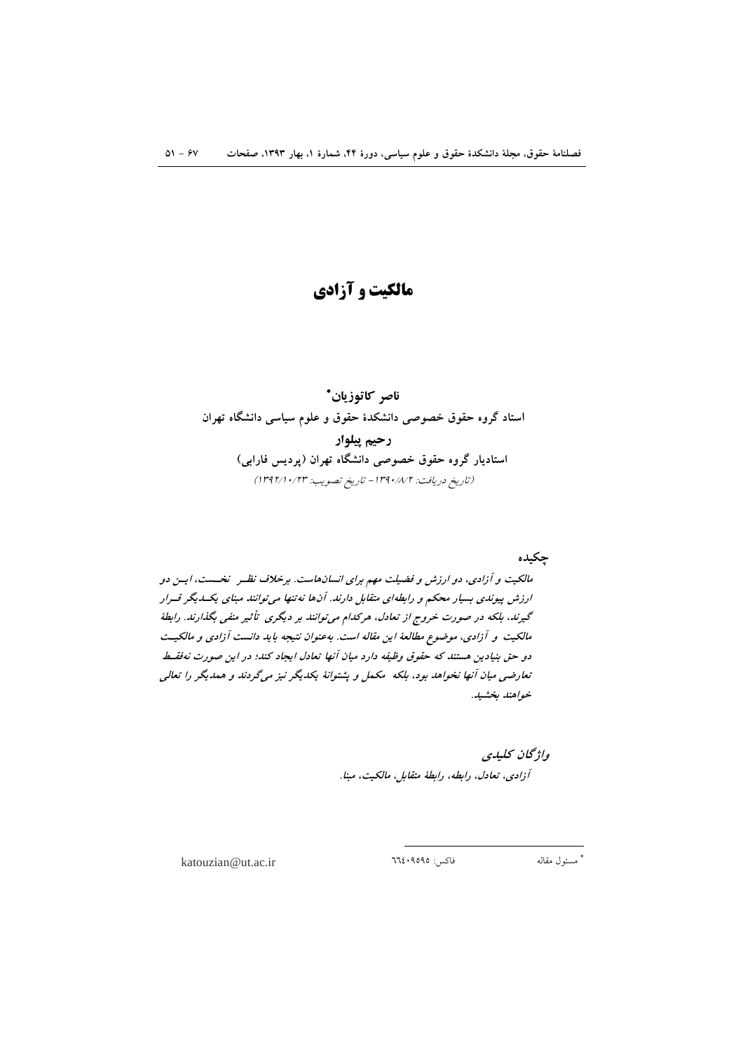# مالکیت و آزادی

**ناصر کاتوزیان***

**استاد گروه حقوق خصوصی دانشکدهٔ حقوق و علوم سیاسی دانشگاه تهران**

**رحیم پیلوار**

**استادیار گروه حقوق خصوصی دانشگاه تهران (پردیس فارابی)**

*(تاریخ دریافت: ۱۳۹۰/۸/۲ - تاریخ تصویب: ۱۳۹۲/۱۰/۲۳)*

## چکیده

***مالکیت و آزادی، دو ارزش و فضیلت مهم برای انسان‌هاست. برخلاف نظر نخست، این دو ارزش پیوندی بسیار محکم و رابطه‌ای متقابل دارند. آن‌ها نه‌تنها می‌توانند مبنای یکدیگر قرار گیرند، بلکه در صورت خروج از تعادل، هرکدام می‌توانند بر دیگری تأثیر منفی بگذارند. رابطهٔ مالکیت و آزادی، موضوع مطالعهٔ این مقاله است. به‌عنوان نتیجه باید دانست آزادی و مالکیت دو حق بنیادین هستند که حقوق وظیفه دارد میان آنها تعادل ایجاد کند؛ در این صورت نه‌فقط تعارضی میان آنها نخواهد بود، بلکه مکمل و پشتوانهٔ یکدیگر نیز می‌گردند و همدیگر را تعالی خواهند بخشید.***

### واژگان کلیدی

*آزادی، تعادل، رابطه، رابطهٔ متقابل، مالکیت، مبنا.*

---

* مسئول مقاله    فاکس: ۶۶۴۰۹۵۹۵    katouzian@ut.ac.ir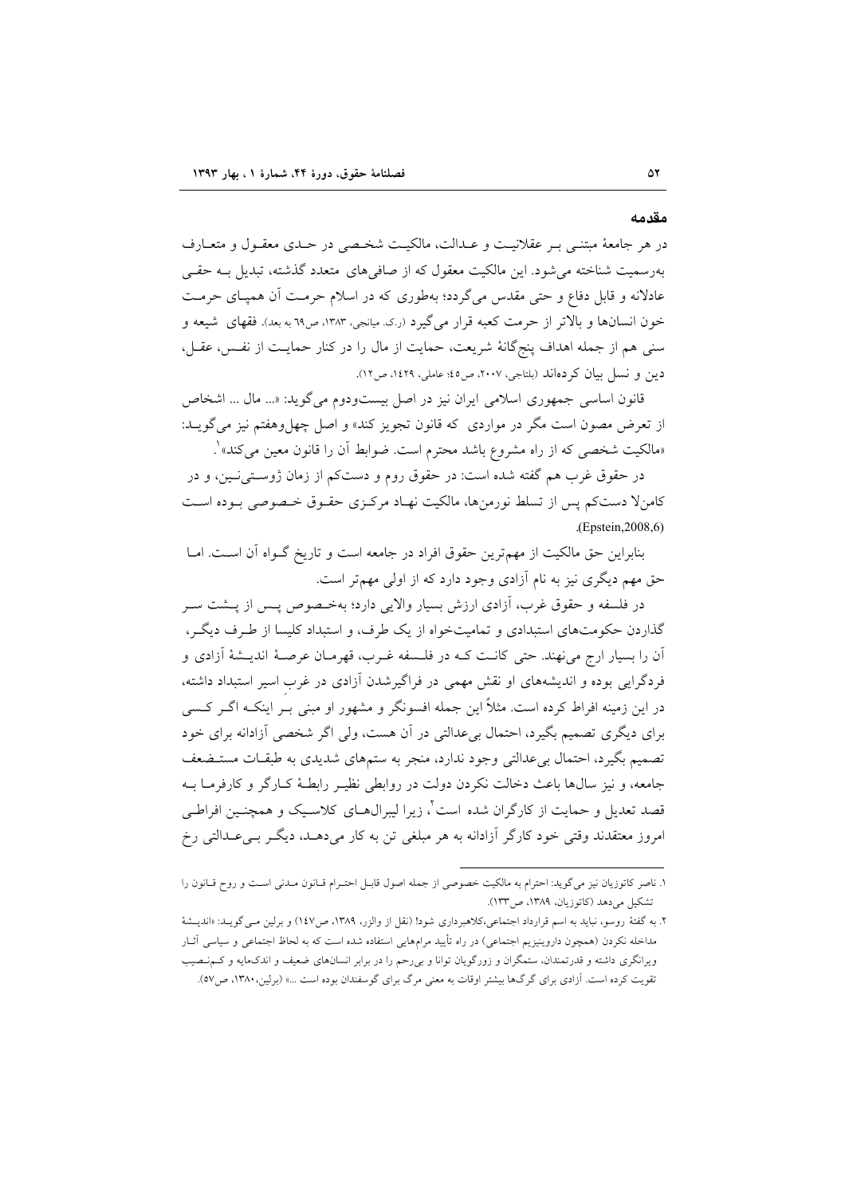## مقدمه

در هر جامعهٔ مبتنی بر عقلانیت و عدالت، مالکیت شخصی در حدی معقول و متعارف به‌رسمیت شناخته می‌شود. این مالکیت معقول که از صافی‌های متعدد گذشته، تبدیل به حقی عادلانه و قابل دفاع و حتی مقدس می‌گردد؛ به‌طوری که در اسلام حرمت آن همپای حرمت خون انسان‌ها و بالاتر از حرمت کعبه قرار می‌گیرد (ر.ک. میانجی، ۱۳۸۳، ص۶۹ به بعد). فقهای شیعه و سنی هم از جمله اهداف پنج‌گانهٔ شریعت، حمایت از مال را در کنار حمایت از نفس، عقل، دین و نسل بیان کرده‌اند (بلتاجی، ۲۰۰۷، ص۴۵؛ عاملی، ۱۴۲۹، ص۱۲).

قانون اساسی جمهوری اسلامی ایران نیز در اصل بیست‌ودوم می‌گوید: «... مال ... اشخاص از تعرض مصون است مگر در مواردی که قانون تجویز کند» و اصل چهل‌وهفتم نیز می‌گوید: «مالکیت شخصی که از راه مشروع باشد محترم است. ضوابط آن را قانون معین می‌کند»[1].

در حقوق غرب هم گفته شده است: در حقوق روم و دست‌کم از زمان ژوستی‌نین، و در کامن‌لا دست‌کم پس از تسلط نورمن‌ها، مالکیت نهاد مرکزی حقوق خصوصی بوده است (Epstein,2008,6).

بنابراین حق مالکیت از مهم‌ترین حقوق افراد در جامعه است و تاریخ گواه آن است. اما حق مهم دیگری نیز به نام آزادی وجود دارد که از اولی مهم‌تر است.

در فلسفه و حقوق غرب، آزادی ارزش بسیار والایی دارد؛ به‌خصوص پس از پشت سر گذاردن حکومت‌های استبدادی و تمامیت‌خواه از یک طرف، و استبداد کلیسا از طرف دیگر، آن را بسیار ارج می‌نهند. حتی کانت که در فلسفه غرب، قهرمان عرصهٔ اندیشهٔ آزادی و فردگرایی بوده و اندیشه‌های او نقش مهمی در فراگیرشدن آزادی در غربِ اسیر استبداد داشته، در این زمینه افراط کرده است. مثلاً این جمله افسونگر و مشهور او مبنی بر اینکه اگر کسی برای دیگری تصمیم بگیرد، احتمال بی‌عدالتی در آن هست، ولی اگر شخصی آزادانه برای خود تصمیم بگیرد، احتمال بی‌عدالتی وجود ندارد، منجر به ستم‌های شدیدی به طبقات مستضعف جامعه، و نیز سال‌ها باعث دخالت نکردن دولت در روابطی نظیر رابطهٔ کارگر و کارفرما به قصد تعدیل و حمایت از کارگران شده است[2]، زیرا لیبرال‌های کلاسیک و همچنین افراطی امروز معتقدند وقتی خود کارگر آزادانه به هر مبلغی تن به کار می‌دهد، دیگر بی‌عدالتی رخ

---

۱. ناصر کاتوزیان نیز می‌گوید: احترام به مالکیت خصوصی از جمله اصول قابل احترام قانون مدنی است و روح قانون را تشکیل می‌دهد (کاتوزیان، ۱۳۸۹، ص۱۳۳).

۲. به گفتهٔ روسو، نباید به اسم قرارداد اجتماعی،کلاهبرداری شود! (نقل از والزر، ۱۳۸۹، ص۱۴۷) و برلین می‌گوید: «اندیشهٔ مداخله نکردن (همچون داروینیزیم اجتماعی) در راه تأیید مرام‌هایی استفاده شده است که به لحاظ اجتماعی و سیاسی آثار ویرانگری داشته و قدرتمندان، ستمگران و زورگویان توانا و بی‌رحم را در برابر انسان‌های ضعیف و اندک‌مایه و کم‌نصیب تقویت کرده است. آزادی برای گرگ‌ها بیشتر اوقات به معنی مرگ برای گوسفندان بوده است ...» (برلین،۱۳۸۰، ص۵۷).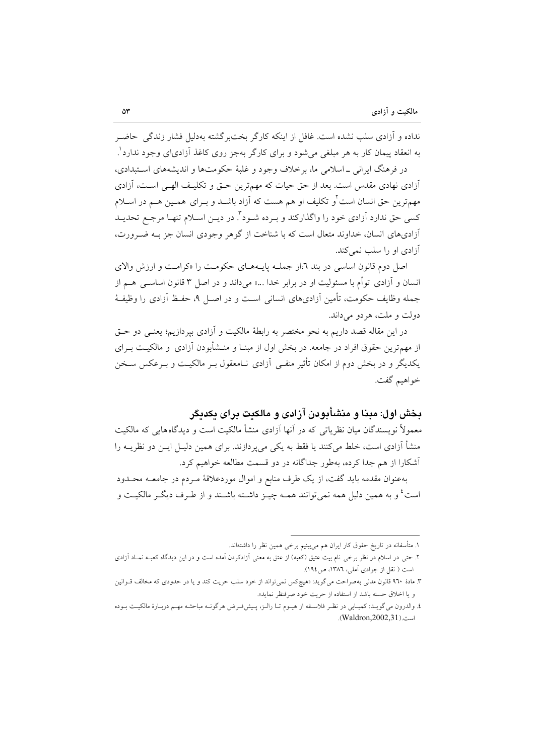نداده و آزادی سلب نشده است. غافل از اینکه کارگر بخت‌برگشته به‌دلیل فشار زندگی حاضر به انعقاد پیمان کار به هر مبلغی می‌شود و برای کارگر به‌جز روی کاغذ آزادی‌ای وجود ندارد[1].

در فرهنگ ایرانی ـ اسلامی ما، برخلاف وجود و غلبهٔ حکومت‌ها و اندیشه‌های استبدادی، آزادی نهادی مقدس است. بعد از حق حیات که مهم‌ترین حق و تکلیف الهی است، آزادی مهم‌ترین حق انسان است[2] و تکلیف او هم هست که آزاد باشد و برای همین هم در اسلام کسی حق ندارد آزادی خود را واگذارکند و برده شود[3]. در دین اسلام تنها مرجع تحدید آزادی‌های انسان، خداوند متعال است که با شناخت از گوهر وجودی انسان جز به ضرورت، آزادی او را سلب نمی‌کند.

اصل دوم قانون اساسی در بند ٦،از جمله پایه‌های حکومت را «کرامت و ارزش والای انسان و آزادی توأم با مسئولیت او در برابر خدا ...» می‌داند و در اصل ۳ قانون اساسی هم از جمله وظایف حکومت، تأمین آزادی‌های انسانی است و در اصل ۹، حفظ آزادی را وظیفهٔ دولت و ملت، هردو می‌داند.

در این مقاله قصد داریم به نحو مختصر به رابطهٔ مالکیت و آزادی بپردازیم؛ یعنی دو حق از مهم‌ترین حقوق افراد در جامعه. در بخش اول از مبنا و منشأبودن آزادی و مالکیت برای یکدیگر و در بخش دوم از امکان تأثیر منفی آزادی نامعقول بر مالکیت و برعکس سخن خواهیم گفت.

## بخش اول: مبنا و منشأبودن آزادی و مالکیت برای یکدیگر

معمولاً نویسندگان میان نظریاتی که در آنها آزادی منشأ مالکیت است و دیدگاه‌هایی که مالکیت منشأ آزادی است، خلط می‌کنند یا فقط به یکی می‌پردازند. برای همین دلیل این دو نظریه را آشکارا از هم جدا کرده، به‌طور جداگانه در دو قسمت مطالعه خواهیم کرد.

به‌عنوان مقدمه باید گفت، از یک طرف منابع و اموال موردعلاقهٔ مردم در جامعه محدود است[4] و به همین دلیل همه نمی‌توانند همه چیز داشته باشند و از طرف دیگر مالکیت و

---

١. متأسفانه در تاریخ حقوق کار ایران هم می‌بینیم برخی همین نظر را داشته‌اند.

٢. حتی در اسلام در نظر برخی نام بیت عتیق (کعبه) از عتق به معنی آزادکردن آمده است و در این دیدگاه کعبه نماد آزادی است ( نقل از جوادی آملی، ١٣٨٦، ص١٩٤).

٣. مادهٔ ٩٦٠ قانون مدنی به‌صراحت می‌گوید: «هیچ‌کس نمی‌تواند از خود سلب حریت کند و یا در حدودی که مخالف قوانین و یا اخلاق حسنه باشد از استفاده از حریت خود صرف‌نظر نماید».

٤. والدرون می‌گوید: کمیابی در نظر فلاسفه از هیوم تا رالز، پیش‌فرض هرگونه مباحثه مهم دربارهٔ مالکیت بوده است.(Waldron,2002,31).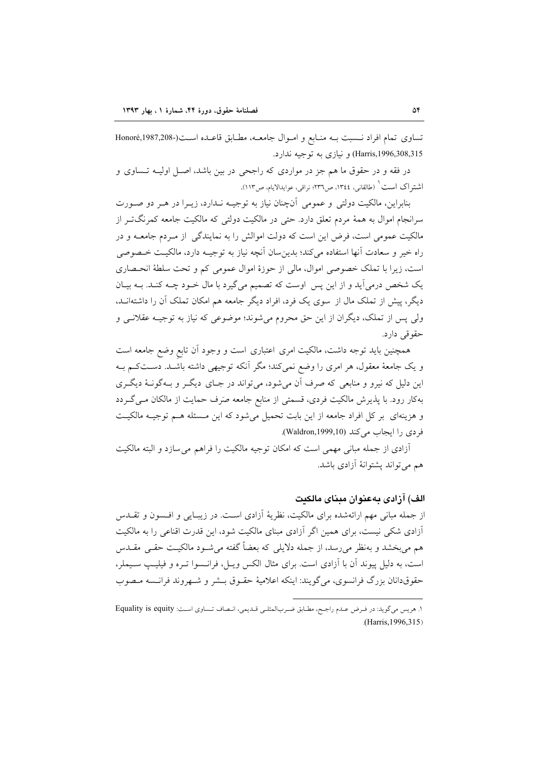تساوی تمام افراد نسبت به منابع و اموال جامعه، مطابق قاعده است(Honoré,1987,208-Harris,1996,308,315) و نیازی به توجیه ندارد.

در فقه و در حقوق ما هم جز در مواردی که راجحی در بین باشد، اصل اولیه تساوی و اشتراک است[1] (طالقانی، ۱۳۴۴، ص۲۳۶؛ نراقی، عوایدالایام، ص۱۱۳).

بنابراین، مالکیت دولتی و عمومی آن‌چنان نیاز به توجیه ندارد، زیرا در هر دو صورت سرانجام اموال به همهٔ مردم تعلق دارد. حتی در مالکیت دولتی که مالکیت جامعه کمرنگ‌تر از مالکیت عمومی است، فرض این است که دولت اموالش را به نمایندگی از مردم جامعه و در راه خیر و سعادت آنها استفاده می‌کند؛ بدین‌سان آنچه نیاز به توجیه دارد، مالکیت خصوصی است، زیرا با تملک خصوصی اموال، مالی از حوزهٔ اموال عمومی کم و تحت سلطهٔ انحصاری یک شخص درمی‌آید و از این پس اوست که تصمیم می‌گیرد با مال خود چه کند. به بیان دیگر، پیش از تملک مال از سوی یک فرد، افراد دیگر جامعه هم امکان تملک آن را داشته‌اند، ولی پس از تملک، دیگران از این حق محروم می‌شوند؛ موضوعی که نیاز به توجیه عقلانی و حقوقی دارد.

همچنین باید توجه داشت، مالکیت امری اعتباری است و وجود آن تابع وضع جامعه است و یک جامعهٔ معقول، هر امری را وضع نمی‌کند؛ مگر آنکه توجیهی داشته باشد. دست‌کم به این دلیل که نیرو و منابعی که صرف آن می‌شود، می‌تواند در جای دیگر و به‌گونهٔ دیگری به‌کار رود. با پذیرش مالکیت فردی، قسمتی از منابع جامعه صَرف حمایت از مالکان می‌گردد و هزینه‌ای بر کل افراد جامعه از این بابت تحمیل می‌شود که این مسئله هم توجیه مالکیت فردی را ایجاب می‌کند (Waldron,1999,10).

آزادی از جمله مبانی مهمی است که امکان توجیه مالکیت را فراهم می‌سازد و البته مالکیت هم می‌تواند پشتوانهٔ آزادی باشد.

### الف) آزادی به‌عنوان مبنای مالکیت

از جمله مبانی مهم ارائه‌شده برای مالکیت، نظریهٔ آزادی است. در زیبایی و افسون و تقدس آزادی شکی نیست، برای همین اگر آزادی مبنای مالکیت شود، این قدرت اقناعی را به مالکیت هم می‌بخشد و به‌نظر می‌رسد، از جمله دلایلی که بعضاً گفته می‌شود مالکیت حقی مقدس است، به دلیل پیوند آن با آزادی است. برای مثال الکس ویل، فرانسوا تره و فیلیپ سیملر، حقوق‌دانان بزرگ فرانسوی، می‌گویند: اینکه اعلامیهٔ حقوق بشر و شهروند فرانسه مصوب

---

۱. هریس می‌گوید: در فرض عدم راجح، مطابق ضرب‌المثلی قدیمی، انصاف تساوی است: Equality is equity (Harris,1996,315).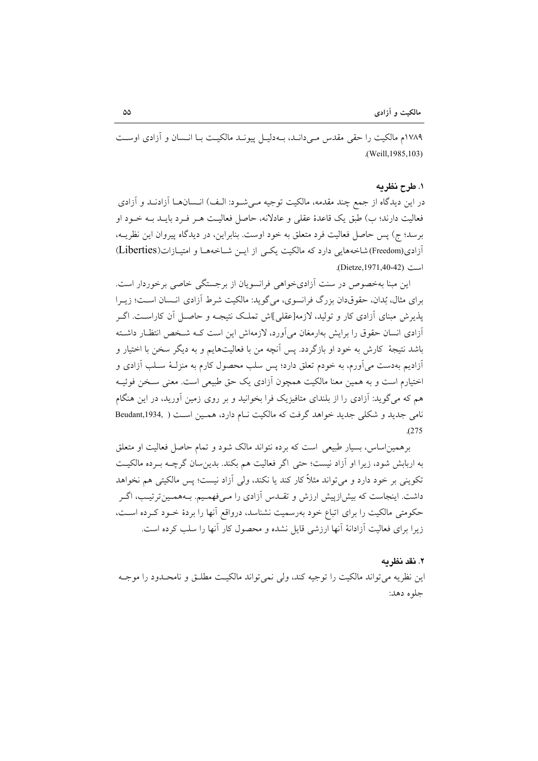۱۷۸۹م مالکیت را حقی مقدس می‌داند، به‌دلیل پیوند مالکیت با انسان و آزادی اوست (Weill,1985,103).

### ۱. طرح نظریه

در این دیدگاه از جمع چند مقدمه، مالکیت توجیه می‌شود: الف) انسان‌ها آزادند و آزادی فعالیت دارند؛ ب) طبق یک قاعدهٔ عقلی و عادلانه، حاصل فعالیت هر فرد باید به خود او برسد؛ ج) پس حاصل فعالیت فرد متعلق به خود اوست. بنابراین، در دیدگاه پیروان این نظریه، آزادی(Freedom) شاخه‌هایی دارد که مالکیت یکی از این شاخه‌ها و امتیازات(Liberties) است (Dietze,1971,40-42).

این مبنا به‌خصوص در سنت آزادی‌خواهی فرانسویان از برجستگی خاصی برخوردار است. برای مثال، بُدان، حقوق‌دان بزرگ فرانسوی، می‌گوید: مالکیت شرط آزادی انسان است؛ زیرا پذیرش مبنای آزادی کار و تولید، لازمه[عقلی]اش تملک نتیجه و حاصل آن کاراست. اگر آزادی انسان حقوق را برایش به‌ارمغان می‌آورد، لازمه‌اش این است که شخص انتظار داشته باشد نتیجهٔ کارش به خود او بازگردد. پس آنچه من با فعالیت‌هایم و به دیگر سخن با اختیار و آزادیم به‌دست می‌آورم، به خودم تعلق دارد؛ پس سلب محصول کارم به منزلهٔ سلب آزادی و اختیارم است و به همین معنا مالکیت همچون آزادی یک حق طبیعی است. معنی سخن فوئیه هم که می‌گوید: آزادی را از بلندای متافیزیک فرا بخوانید و بر روی زمین آورید، در این هنگام نامی جدید و شکلی جدید خواهد گرفت که مالکیت نام دارد، همین است ( Beudant,1934, 275).

برهمین‌اساس، بسیار طبیعی است که برده نتواند مالک شود و تمام حاصل فعالیت او متعلق به اربابش شود، زیرا او آزاد نیست؛ حتی اگر فعالیت هم بکند. بدین‌سان گرچه برده مالکیت تکوینی بر خود دارد و می‌تواند مثلاً کار کند یا نکند، ولی آزاد نیست؛ پس مالکیتی هم نخواهد داشت. اینجاست که بیش‌ازپیش ارزش و تقدس آزادی را می‌فهمیم. به‌همین‌ترتیب، اگر حکومتی مالکیت را برای اتباع خود به‌رسمیت نشناسد، درواقع آنها را بردهٔ خود کرده است، زیرا برای فعالیت آزادانهٔ آنها ارزشی قایل نشده و محصول کار آنها را سلب کرده است.

### ۲. نقد نظریه

این نظریه می‌تواند مالکیت را توجیه کند، ولی نمی‌تواند مالکیت مطلق و نامحدود را موجه جلوه دهد: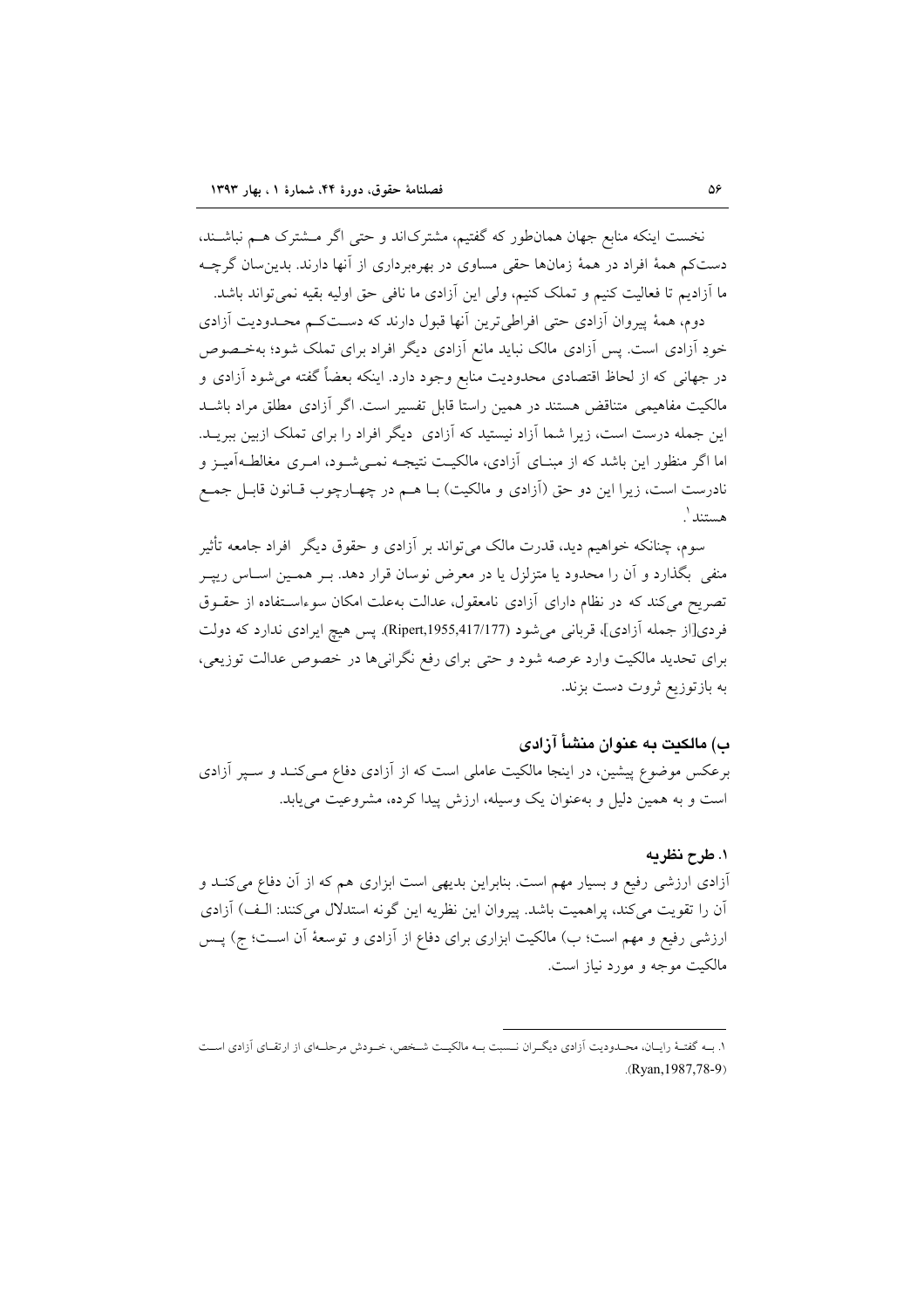نخست اینکه منابع جهان همان‌طور که گفتیم، مشترک‌اند و حتی اگر مشترک هم نباشند، دست‌کم همهٔ افراد در همهٔ زمان‌ها حقی مساوی در بهره‌برداری از آنها دارند. بدین‌سان گرچه ما آزادیم تا فعالیت کنیم و تملک کنیم، ولی این آزادی ما نافی حق اولیه بقیه نمی‌تواند باشد.

دوم، همهٔ پیروان آزادی حتی افراطی‌ترین آنها قبول دارند که دست‌کم محدودیت آزادی خودِ آزادی است. پس آزادی مالک نباید مانع آزادی دیگر افراد برای تملک شود؛ به‌خصوص در جهانی که از لحاظ اقتصادی محدودیت منابع وجود دارد. اینکه بعضاً گفته می‌شود آزادی و مالکیت مفاهیمی متناقض هستند در همین راستا قابل تفسیر است. اگر آزادی مطلق مراد باشد این جمله درست است، زیرا شما آزاد نیستید که آزادی دیگر افراد را برای تملک ازبین ببرید. اما اگر منظور این باشد که از مبنای آزادی، مالکیت نتیجه نمی‌شود، امری مغالطه‌آمیز و نادرست است، زیرا این دو حق (آزادی و مالکیت) با هم در چهارچوب قانون قابل جمع هستند[1].

سوم، چنانکه خواهیم دید، قدرت مالک می‌تواند بر آزادی و حقوق دیگر افراد جامعه تأثیر منفی بگذارد و آن را محدود یا متزلزل یا در معرض نوسان قرار دهد. بر همین اساس ریپر تصریح می‌کند که در نظام دارای آزادی نامعقول، عدالت به‌علت امکان سوءاستفاده از حقوق فردی[از جمله آزادی]، قربانی می‌شود (Ripert,1955,417/177). پس هیچ ایرادی ندارد که دولت برای تحدید مالکیت وارد عرصه شود و حتی برای رفع نگرانی‌ها در خصوص عدالت توزیعی، به بازتوزیع ثروت دست بزند.

## ب) مالکیت به عنوان منشأ آزادی

برعکس موضوع پیشین، در اینجا مالکیت عاملی است که از آزادی دفاع می‌کند و سپر آزادی است و به همین دلیل و به‌عنوان یک وسیله، ارزش پیدا کرده، مشروعیت می‌یابد.

### ۱. طرح نظریه

آزادی ارزشی رفیع و بسیار مهم است. بنابراین بدیهی است ابزاری هم که از آن دفاع می‌کند و آن را تقویت می‌کند، پراهمیت باشد. پیروان این نظریه این گونه استدلال می‌کنند: الف) آزادی ارزشی رفیع و مهم است؛ ب) مالکیت ابزاری برای دفاع از آزادی و توسعهٔ آن است؛ ج) پس مالکیت موجه و مورد نیاز است.

---

[1]. به گفتهٔ رایان، محدودیت آزادی دیگران نسبت به مالکیت شخص، خودش مرحله‌ای از ارتقای آزادی است (Ryan,1987,78-9).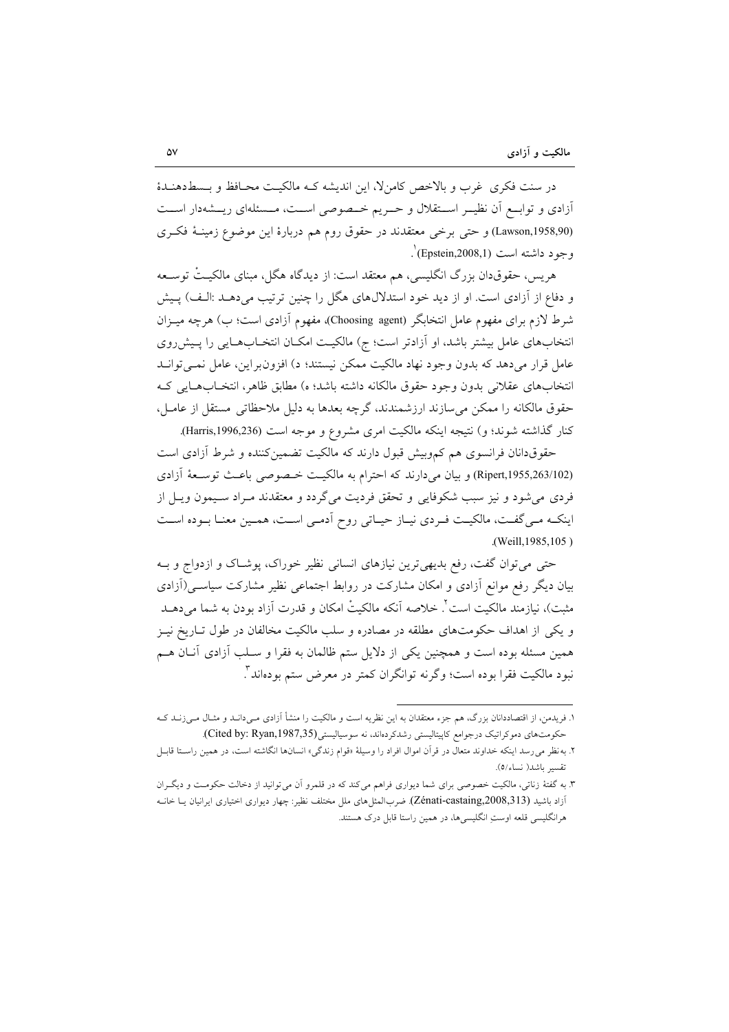در سنت فکری غرب و بالاخص کامن‌لا، این اندیشه که مالکیت محافظ و بسط‌دهندهٔ آزادی و توابع آن نظیر استقلال و حریم خصوصی است، مسئله‌ای ریشه‌دار است (Lawson,1958,90) و حتی برخی معتقدند در حقوق روم هم دربارهٔ این موضوع زمینهٔ فکری وجود داشته است (Epstein,2008,1)[1].

هریس، حقوق‌دان بزرگ انگلیسی، هم معتقد است: از دیدگاه هگل، مبنای مالکیتْ توسعه و دفاع از آزادی است. او از دید خود استدلال‌های هگل را چنین ترتیب می‌دهد :الف) پیش شرط لازم برای مفهوم عامل انتخابگر (Choosing agent)، مفهوم آزادی است؛ ب) هرچه میزان انتخاب‌های عامل بیشتر باشد، او آزادتر است؛ ج) مالکیت امکان انتخاب‌هایی را پیش‌روی عامل قرار می‌دهد که بدون وجود نهاد مالکیت ممکن نیستند؛ د) افزون‌براین، عامل نمی‌تواند انتخاب‌های عقلانی بدون وجود حقوق مالکانه داشته باشد؛ ه) مطابق ظاهر، انتخاب‌هایی که حقوق مالکانه را ممکن می‌سازند ارزشمندند، گرچه بعدها به دلیل ملاحظاتی مستقل از عامل، کنار گذاشته شوند؛ و) نتیجه اینکه مالکیت امری مشروع و موجه است (Harris,1996,236).

حقوق‌دانان فرانسوی هم کم‌وبیش قبول دارند که مالکیت تضمین‌کننده و شرط آزادی است (Ripert,1955,263/102) و بیان می‌دارند که احترام به مالکیت خصوصی باعث توسعهٔ آزادی فردی می‌شود و نیز سبب شکوفایی و تحقق فردیت می‌گردد و معتقدند مراد سیمون ویل از اینکه می‌گفت، مالکیت فردی نیاز حیاتی روح آدمی است، همین معنا بوده است (Weill,1985,105 ).

حتی می‌توان گفت، رفع بدیهی‌ترین نیازهای انسانی نظیر خوراک، پوشاک و ازدواج و به بیان دیگر رفع موانع آزادی و امکان مشارکت در روابط اجتماعی نظیر مشارکت سیاسی(آزادی مثبت)، نیازمند مالکیت است[2]. خلاصه آنکه مالکیتْ امکان و قدرت آزاد بودن به شما می‌دهد و یکی از اهداف حکومت‌های مطلقه در مصادره و سلب مالکیت مخالفان در طول تاریخ نیز همین مسئله بوده است و همچنین یکی از دلایل ستم ظالمان به فقرا و سلب آزادی آنان هم نبود مالکیت فقرا بوده است؛ وگرنه توانگران کمتر در معرض ستم بوده‌اند[3].

---

۱. فریدمن، از اقتصاددانان بزرگ، هم جزء معتقدان به این نظریه است و مالکیت را منشأ آزادی می‌داند و مثال می‌زند که حکومت‌های دموکراتیک درجوامع کاپیتالیستی رشدکرده‌اند، نه سوسیالیستی(Cited by: Ryan,1987,35).

۲. به‌نظر می‌رسد اینکه خداوند متعال در قرآن اموال افراد را وسیلهٔ «قوام زندگی» انسان‌ها انگاشته است، در همین راستا قابل تفسیر باشد( نساء/۵).

۳. به گفتهٔ زناتی، مالکیت خصوصی برای شما دیواری فراهم می‌کند که در قلمرو آن می‌توانید از دخالت حکومت و دیگران آزاد باشید (Zénati-castaing,2008,313). ضرب‌المثل‌های ملل مختلف نظیر: چهار دیواری اختیاری ایرانیان یا خانه هرانگلیسی قلعه اوست انگلیسی‌ها، در همین راستا قابل درک هستند.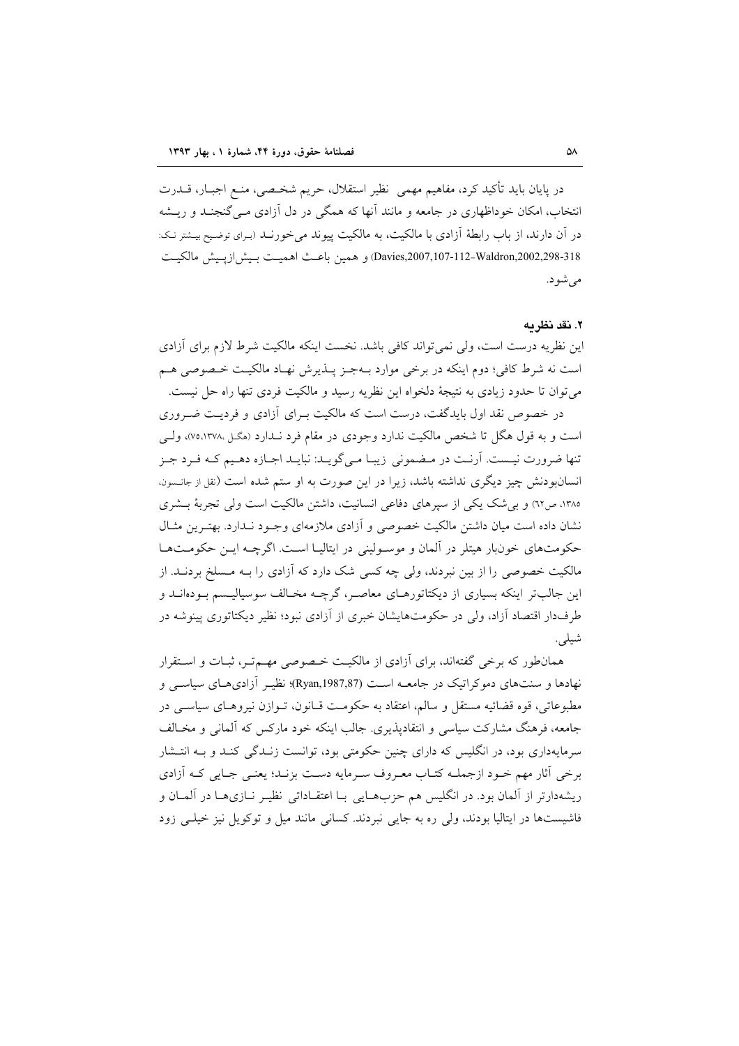در پایان باید تأکید کرد، مفاهیم مهمی نظیر استقلال، حریم شخصی، منع اجبار، قدرت انتخاب، امکان خوداظهاری در جامعه و مانند آنها که همگی در دل آزادی می‌گنجند و ریشه در آن دارند، از باب رابطهٔ آزادی با مالکیت، به مالکیت پیوند می‌خورند (برای توضیح بیشتر نک: Davies,2007,107-112–Waldron,2002,298-318) و همین باعث اهمیت بیش‌ازپیش مالکیت می‌شود.

### ۲. نقد نظریه

این نظریه درست است، ولی نمی‌تواند کافی باشد. نخست اینکه مالکیت شرط لازم برای آزادی است نه شرط کافی؛ دوم اینکه در برخی موارد به‌جز پذیرش نهاد مالکیت خصوصی هم می‌توان تا حدود زیادی به نتیجهٔ دلخواه این نظریه رسید و مالکیت فردی تنها راه حل نیست.

در خصوص نقد اول بایدگفت، درست است که مالکیت برای آزادی و فردیت ضروری است و به قول هگل تا شخص مالکیت ندارد وجودی در مقام فرد ندارد (هگل ،۱۳۷۸،۷۵)، ولی تنها ضرورت نیست. آرنت در مضمونی زیبا می‌گوید: نباید اجازه دهیم که فرد جز انسان‌بودنش چیز دیگری نداشته باشد، زیرا در این صورت به او ستم شده است (نقل از جانسون، ۱۳۸۵، ص۶۲) و بی‌شک یکی از سپرهای دفاعی انسانیت، داشتن مالکیت است ولی تجربهٔ بشری نشان داده است میان داشتن مالکیت خصوصی و آزادی ملازمه‌ای وجود ندارد. بهترین مثال حکومت‌های خون‌بار هیتلر در آلمان و موسولینی در ایتالیا است. اگرچه این حکومت‌ها مالکیت خصوصی را از بین نبردند، ولی چه کسی شک دارد که آزادی را به مسلخ بردند. از این جالب‌تر اینکه بسیاری از دیکتاتورهای معاصر، گرچه مخالف سوسیالیسم بوده‌اند و طرف‌دار اقتصاد آزاد، ولی در حکومت‌هایشان خبری از آزادی نبود؛ نظیر دیکتاتوری پینوشه در شیلی.

همان‌طور که برخی گفته‌اند، برای آزادی از مالکیت خصوصی مهم‌تر، ثبات و استقرار نهادها و سنت‌های دموکراتیک در جامعه است (Ryan,1987,87)؛ نظیر آزادی‌های سیاسی و مطبوعاتی، قوه قضائیه مستقل و سالم، اعتقاد به حکومت قانون، توازن نیروهای سیاسی در جامعه، فرهنگ مشارکت سیاسی و انتقادپذیری. جالب اینکه خود مارکس که آلمانی و مخالف سرمایه‌داری بود، در انگلیس که دارای چنین حکومتی بود، توانست زندگی کند و به انتشار برخی آثار مهم خود ازجملـه کتاب معروف سرمایه دست بزند؛ یعنی جایی که آزادی ریشه‌دارتر از آلمان بود. در انگلیس هم حزب‌هایی با اعتقاداتی نظیر نازی‌ها در آلمان و فاشیست‌ها در ایتالیا بودند، ولی ره به جایی نبردند. کسانی مانند میل و توکویل نیز خیلی زود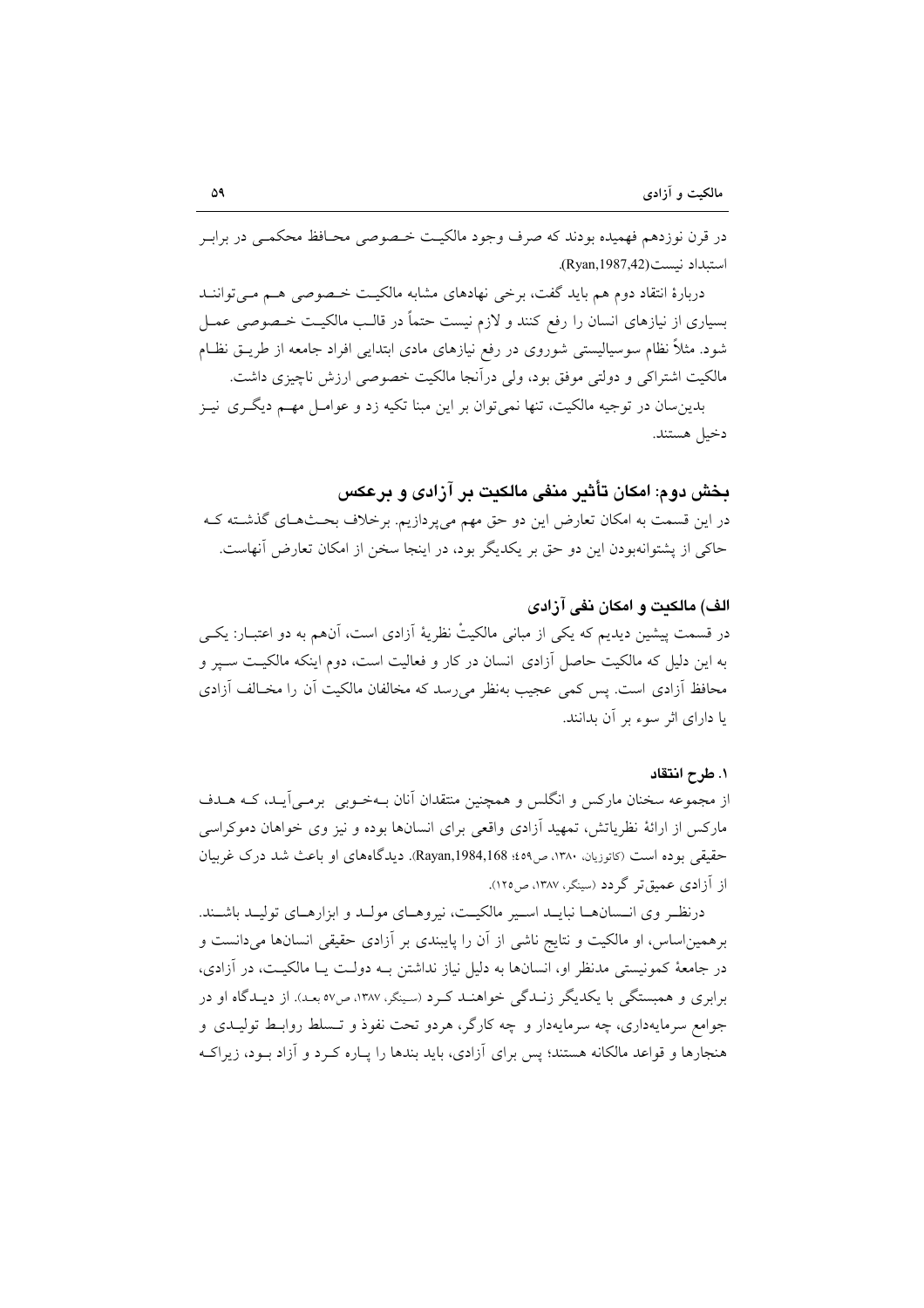در قرن نوزدهم فهمیده بودند که صرف وجود مالکیت خصوصی محافظ محکمی در برابر استبداد نیست(Ryan,1987,42).

دربارهٔ انتقاد دوم هم باید گفت، برخی نهادهای مشابه مالکیت خصوصی هم می‌توانند بسیاری از نیازهای انسان را رفع کنند و لازم نیست حتماً در قالب مالکیت خصوصی عمل شود. مثلاً نظام سوسیالیستی شوروی در رفع نیازهای مادی ابتدایی افراد جامعه از طریق نظام مالکیت اشتراکی و دولتی موفق بود، ولی درآنجا مالکیت خصوصی ارزش ناچیزی داشت.

بدین‌سان در توجیه مالکیت، تنها نمی‌توان بر این مبنا تکیه زد و عوامل مهم دیگری نیز دخیل هستند.

## بخش دوم: امکان تأثیر منفی مالکیت بر آزادی و برعکس

در این قسمت به امکان تعارض این دو حق مهم می‌پردازیم. برخلاف بحث‌های گذشته که حاکی از پشتوانه‌بودن این دو حق بر یکدیگر بود، در اینجا سخن از امکان تعارض آنهاست.

### الف) مالکیت و امکان نفی آزادی

در قسمت پیشین دیدیم که یکی از مبانی مالکیتْ نظریهٔ آزادی است، آن‌هم به دو اعتبار: یکی به این دلیل که مالکیت حاصل آزادی انسان در کار و فعالیت است، دوم اینکه مالکیت سپر و محافظ آزادی است. پس کمی عجیب به‌نظر می‌رسد که مخالفان مالکیت آن را مخالف آزادی یا دارای اثر سوء بر آن بدانند.

#### ۱. طرح انتقاد

از مجموعه سخنان مارکس و انگلس و همچنین منتقدان آنان به‌خوبی برمی‌آید، که هدف مارکس از ارائهٔ نظریاتش، تمهید آزادی واقعی برای انسان‌ها بوده و نیز وی خواهان دموکراسی حقیقی بوده است (کاتوزیان، ۱۳۸۰، ص۴۵۹؛ Rayan,1984,168). دیدگاه‌های او باعث شد درک غربیان از آزادی عمیق‌تر گردد (سینگر، ۱۳۸۷، ص۱۲۵).

درنظر وی انسان‌ها نباید اسیر مالکیت، نیروهای مولد و ابزارهای تولید باشند. برهمین‌اساس، او مالکیت و نتایج ناشی از آن را پایبندی بر آزادی حقیقی انسان‌ها می‌دانست و در جامعهٔ کمونیستی مدنظر او، انسان‌ها به دلیل نیاز نداشتن به دولت یا مالکیت، در آزادی، برابری و همبستگی با یکدیگر زندگی خواهند کرد (سینگر، ۱۳۸۷، ص۵۷ بعد). از دیدگاه او در جوامع سرمایه‌داری، چه سرمایه‌دار و چه کارگر، هردو تحت نفوذ و تسلط روابط تولیدی و هنجارها و قواعد مالکانه هستند؛ پس برای آزادی، باید بندها را پاره کرد و آزاد بود، زیراکه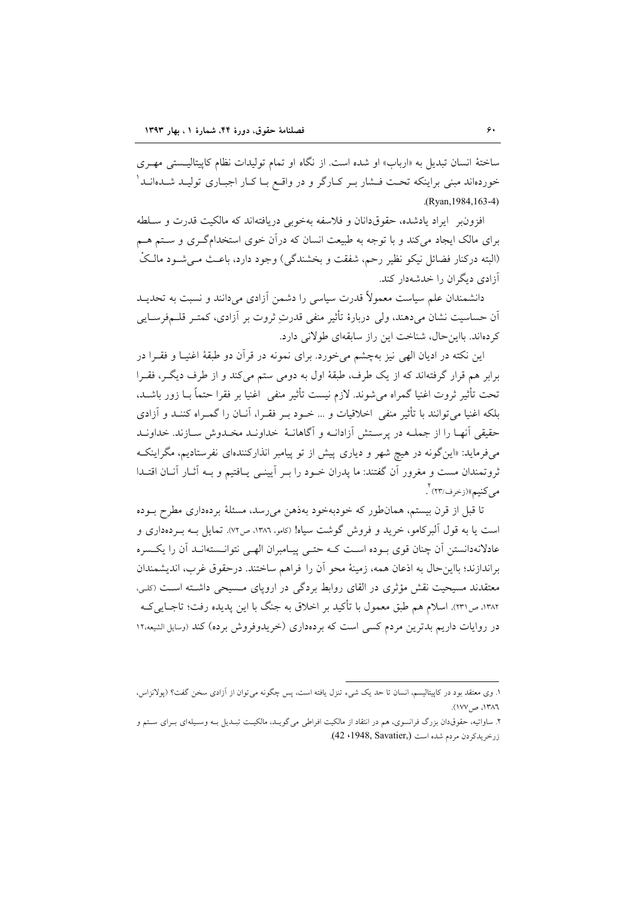ساختهٔ انسان تبدیل به «ارباب» او شده است. از نگاه او تمام تولیدات نظام کاپیتالیستی مهری خورده‌اند مبنی براینکه تحت فشار بر کارگر و در واقع با کار اجباری تولید شده‌اند[1] (Ryan,1984,163-4).

افزون‌بر ایراد یادشده، حقوق‌دانان و فلاسفه به‌خوبی دریافته‌اند که مالکیت قدرت و سلطه برای مالک ایجاد می‌کند و با توجه به طبیعت انسان که درآن خوی استخدام‌گری و ستم هم (البته درکنار فضائل نیکو نظیر رحم، شفقت و بخشندگی) وجود دارد، باعث می‌شود مالکْ آزادی دیگران را خدشه‌دار کند.

دانشمندان علم سیاست معمولاً قدرت سیاسی را دشمن آزادی می‌دانند و نسبت به تحدید آن حساسیت نشان می‌دهند، ولی دربارهٔ تأثیر منفی قدرتِ ثروت بر آزادی، کمتر قلم‌فرسایی کرده‌اند. بااین‌حال، شناخت این راز سابقه‌ای طولانی دارد.

این نکته در ادیان الهی نیز به‌چشم می‌خورد. برای نمونه در قرآن دو طبقهٔ اغنیا و فقرا در برابر هم قرار گرفته‌اند که از یک طرف، طبقهٔ اول به دومی ستم می‌کند و از طرف دیگر، فقرا تحت تأثیر ثروت اغنیا گمراه می‌شوند. لازم نیست تأثیر منفی اغنیا بر فقرا حتماً با زور باشد، بلکه اغنیا می‌توانند با تأثیر منفی اخلاقیات و ... خود بر فقرا، آنان را گمراه کنند و آزادی حقیقی آنها را از جمله در پرستش آزادانه و آگاهانهٔ خداوند مخدوش سازند. خداوند می‌فرماید: «این‌گونه در هیچ شهر و دیاری پیش از تو پیامبر انذارکننده‌ای نفرستادیم، مگراینکه ثروتمندان مست و مغرور آن گفتند: ما پدران خود را بر آیینی یافتیم و به آثار آنان اقتدا می‌کنیم»(زخرف/۲۳)[2].

تا قبل از قرن بیستم، همان‌طور که خودبه‌خود به‌ذهن می‌رسد، مسئلهٔ برده‌داری مطرح بوده است یا به قول آلبرکامو، خرید و فروش گوشت سیاه! (کامو، ۱۳۸۶، ص۷۲). تمایل به برده‌داری و عادلانه‌دانستن آن چنان قوی بوده است که حتی پیامبران الهی نتوانسته‌اند آن را یکسره براندازند؛ بااین‌حال به اذعان همه، زمینهٔ محو آن را فراهم ساختند. درحقوق غرب، اندیشمندان معتقدند مسیحیت نقش مؤثری در القای روابط بردگی در اروپای مسیحی داشته است (کلی، ۱۳۸۲، ص۲۳۱). اسلام هم طبق معمول با تأکید بر اخلاق به جنگ با این پدیده رفت؛ تاجایی‌که در روایات داریم بدترین مردم کسی است که برده‌داری (خریدوفروش برده) کند (وسایل الشیعه،۱۲

---

۱. وی معتقد بود در کاپیتالیسم، انسان تا حد یک شیء تنزل یافته است، پس چگونه می‌توان از آزادی سخن گفت؟ (پولانزاس، ۱۳۸۶، ص۱۷۷).

۲. ساواتیه، حقوق‌دان بزرگ فرانسوی، هم در انتقاد از مالکیت افراطی می‌گوید، مالکیت تبدیل به وسیله‌ای برای ستم و زرخریدکردن مردم شده است (Savatier, 1948, 42).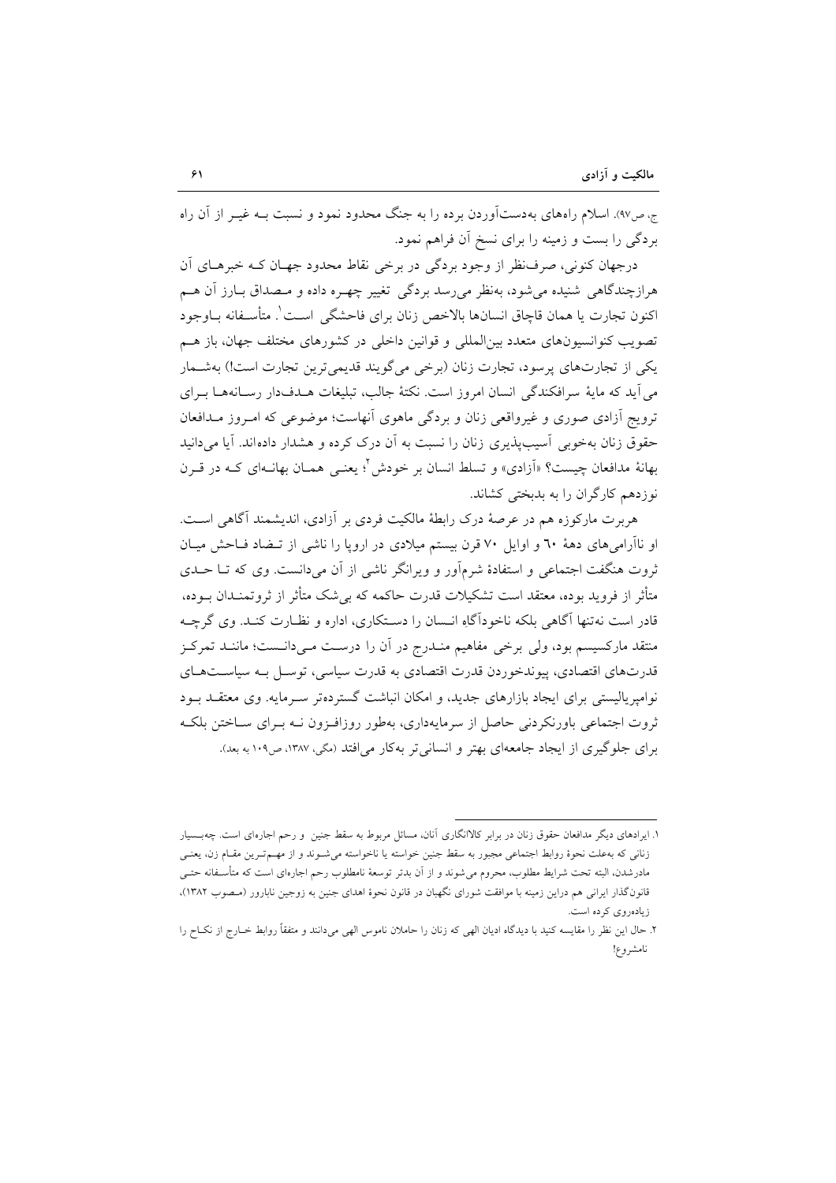ج، ص۹۷). اسلام راه‌های به‌دست‌آوردن برده را به جنگ محدود نمود و نسبت بـه غیـر از آن راه بردگی را بست و زمینه را برای نسخ آن فراهم نمود.

درجهان کنونی، صرف‌نظر از وجود بردگی در برخی نقاط محدود جهـان کـه خبرهـای آن هرازچندگاهی شنیده می‌شود، به‌نظر می‌رسد بردگی تغییر چهـره داده و مـصداق بـارز آن هـم اکنون تجارت یا همان قاچاق انسان‌ها بالاخص زنان برای فاحشگی اسـت[1]. متأسـفانه بـاوجود تصویب کنوانسیون‌های متعدد بین‌المللی و قوانین داخلی در کشورهای مختلف جهان، باز هـم یکی از تجارت‌های پرسود، تجارت زنان (برخی می‌گویند قدیمی‌ترین تجارت است!) بـه‌شـمار می‌آید که مایهٔ سرافکندگی انسان امروز است. نکتهٔ جالب، تبلیغات هـدف‌دار رسـانه‌هـا بـرای ترویج آزادی صوری و غیرواقعی زنان و بردگی ماهوی آنهاست؛ موضوعی که امـروز مـدافعان حقوق زنان به‌خوبی آسیب‌پذیری زنان را نسبت به آن درک کرده و هشدار داده‌اند. آیا می‌دانید بهانهٔ مدافعان چیست؟ «آزادی» و تسلط انسان بر خودش[2]؛ یعنـی همـان بهانـه‌ای کـه در قـرن نوزدهم کارگران را به بدبختی کشاند.

هربرت مارکوزه هم در عرصهٔ درک رابطهٔ مالکیت فردی بر آزادی، اندیشمند آگاهی اسـت. او ناآرامی‌های دههٔ ٦٠ و اوایل ۷۰ قرن بیستم میلادی در اروپا را ناشی از تـضاد فـاحش میـان ثروت هنگفت اجتماعی و استفادهٔ شرم‌آور و ویرانگر ناشی از آن می‌دانست. وی که تـا حـدی متأثر از فروید بوده، معتقد است تشکیلات قدرت حاکمه که بی‌شک متأثر از ثروتمنـدان بـوده، قادر است نه‌تنها آگاهی بلکه ناخودآگاه انـسان را دسـتکاری، اداره و نظـارت کنـد. وی گرچـه منتقد مارکسیسم بود، ولی برخی مفاهیم منـدرج در آن را درسـت مـی‌دانـست؛ ماننـد تمرکـز قدرت‌های اقتصادی، پیوندخوردن قدرت اقتصادی به قدرت سیاسی، توسـل بـه سیاسـت‌هـای نوامپریالیستی برای ایجاد بازارهای جدید، و امکان انباشت گسترده‌تر سـرمایه. وی معتقـد بـود ثروت اجتماعی باورنکردنی حاصل از سرمایه‌داری، به‌طور روزافـزون نـه بـرای سـاختن بلکـه برای جلوگیری از ایجاد جامعه‌ای بهتر و انسانی‌تر به‌کار می‌افتد (مگی، ۱۳۸۷، ص۱۰۹ به بعد).

---

۱. ایرادهای دیگر مدافعان حقوق زنان در برابر کالاانگاری آنان، مسائل مربوط به سقط جنین و رحم اجاره‌ای است. چه‌بـسیار زنانی که به‌علت نحوهٔ روابط اجتماعی مجبور به سقط جنین خواسته یا ناخواسته می‌شـوند و از مهـم‌تـرین مقـام زن، یعنـی مادرشدن، البته تحت شرایط مطلوب، محروم می‌شوند و از آن بدتر توسعهٔ نامطلوب رحم اجاره‌ای است که متأسـفانه حتـی قانون‌گذار ایرانی هم دراین زمینه با موافقت شورای نگهبان در قانون نحوهٔ اهدای جنین به زوجین نابارور (مـصوب ۱۳۸۲)، زیاده‌روی کرده است.

۲. حال این نظر را مقایسه کنید با دیدگاه ادیان الهی که زنان را حاملان ناموس الهی می‌دانند و متفقاً روابط خـارج از نکـاح را نامشروع!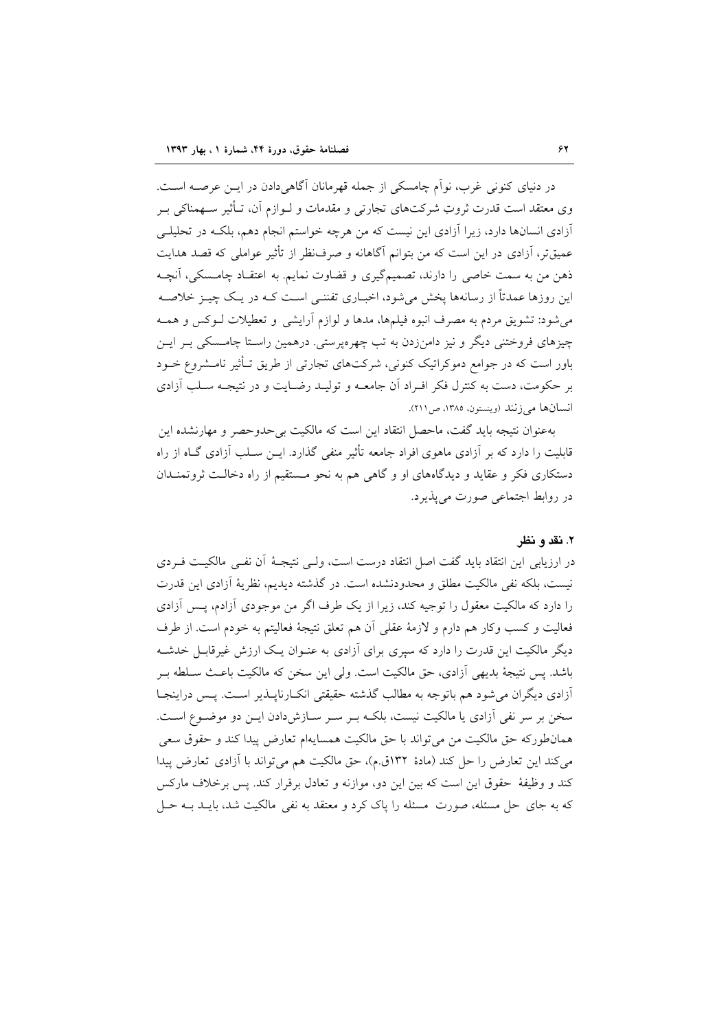در دنیای کنونی غرب، نوآم چامسکی از جمله قهرمانان آگاهی‌دادن در ایـن عرصـه اسـت. وی معتقد است قدرت ثروتِ شرکت‌های تجارتی و مقدمات و لـوازم آن، تـأثیر سـهمناکی بـر آزادی انسان‌ها دارد، زیرا آزادی این نیست که من هرچه خواستم انجام دهم، بلکـه در تحلیلـی عمیق‌تر، آزادی در این است که من بتوانم آگاهانه و صرف‌نظر از تأثیر عواملی که قصد هدایت ذهن من به سمت خاصی را دارند، تصمیم‌گیری و قضاوت نمایم. به اعتقـاد چامـسکی، آنچـه این روزها عمدتاً از رسانه‌ها پخش می‌شود، اخبـاری تفننـی اسـت کـه در یـک چیـز خلاصـه می‌شود: تشویق مردم به مصرف انبوه فیلم‌ها، مدها و لوازم آرایشی و تعطیلات لـوکس و همـه چیزهای فروختنی دیگر و نیز دامن‌زدن به تب چهره‌پرستی. درهمین راسـتا چامـسکی بـر ایـن باور است که در جوامع دموکراتیک کنونی، شرکت‌های تجارتی از طریق تـأثیر نامـشروع خـود بر حکومت، دست به کنترل فکر افـراد آن جامعـه و تولیـد رضـایت و در نتیجـه سـلب آزادی انسان‌ها می‌زنند (وینستون، ۱۳۸۵، ص۲۱۱).

به‌عنوان نتیجه باید گفت، ماحصل انتقاد این است که مالکیت بی‌حدوحصر و مهارنشده این قابلیت را دارد که بر آزادی ماهوی افراد جامعه تأثیر منفی گذارد. ایـن سـلب آزادی گـاه از راه دستکاری فکر و عقاید و دیدگاه‌های او و گاهی هم به نحو مـستقیم از راه دخالـت ثروتمنـدان در روابط اجتماعی صورت می‌پذیرد.

### ۲. نقد و نظر

در ارزیابی این انتقاد باید گفت اصل انتقاد درست است، ولـی نتیجـهٔ آن نفـی مالکیـت فـردی نیست، بلکه نفی مالکیت مطلق و محدودنشده است. در گذشته دیدیم، نظریهٔ آزادی این قدرت را دارد که مالکیت معقول را توجیه کند، زیرا از یک طرف اگر من موجودی آزادم، پـس آزادی فعالیت و کسب وکار هم دارم و لازمهٔ عقلی آن هم تعلق نتیجهٔ فعالیتم به خودم است. از طرف دیگر مالکیت این قدرت را دارد که سپری برای آزادی به عنـوان یـک ارزش غیرقابـل خدشـه باشد. پس نتیجهٔ بدیهی آزادی، حق مالکیت است. ولی این سخن که مالکیت باعـث سـلطه بـر آزادی دیگران می‌شود هم باتوجه به مطالب گذشته حقیقتی انکـارناپـذیر اسـت. پـس دراینجـا سخن بر سر نفی آزادی یا مالکیت نیست، بلکـه بـر سـر سـازش‌دادن ایـن دو موضـوع اسـت. همان‌طورکه حق مالکیت من می‌تواند با حق مالکیت همسایه‌ام تعارض پیدا کند و حقوق سعی می‌کند این تعارض را حل کند (مادهٔ ۱۳۲ق.م)، حق مالکیت هم می‌تواند با آزادی تعارض پیدا کند و وظیفهٔ حقوق این است که بین این دو، موازنه و تعادل برقرار کند. پس برخلاف مارکس که به جای حل مسئله، صورت مسئله را پاک کرد و معتقد به نفی مالکیت شد، بایـد بـه حـل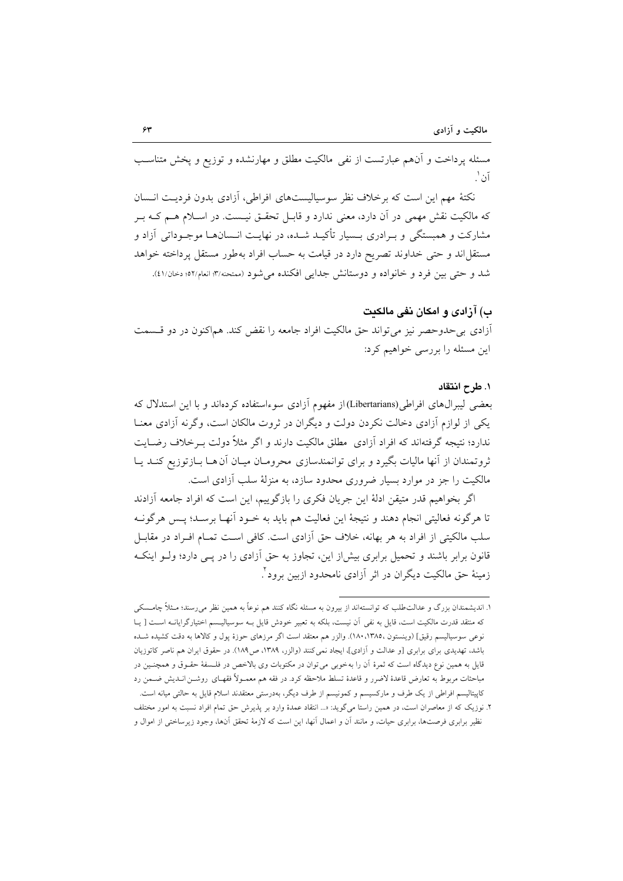مسئله پرداخت و آن‌هم عبارتست از نفی مالکیت مطلق و مهارنشده و توزیع و پخش متناسب آن[1].

نکتهٔ مهم این است که برخلاف نظر سوسیالیست‌های افراطی، آزادی بدون فردیت انسان که مالکیت نقش مهمی در آن دارد، معنی ندارد و قابل تحقق نیست. در اسلام هم که بر مشارکت و همبستگی و برادری بسیار تأکید شده، در نهایت انسان‌ها موجوداتی آزاد و مستقل‌اند و حتی خداوند تصریح دارد در قیامت به حساب افراد به‌طور مستقل پرداخته خواهد شد و حتی بین فرد و خانواده و دوستانش جدایی افکنده می‌شود (ممتحنه/۳؛ انعام/۵۲؛ دخان/٤١).

## ب) آزادی و امکان نفی مالکیت

آزادی بی‌حدوحصر نیز می‌تواند حق مالکیت افراد جامعه را نقض کند. هم‌اکنون در دو قسمت این مسئله را بررسی خواهیم کرد:

### ۱. طرح انتقاد

بعضی لیبرال‌های افراطی(Libertarians) از مفهوم آزادی سوءاستفاده کرده‌اند و با این استدلال که یکی از لوازم آزادی دخالت نکردن دولت و دیگران در ثروت مالکان است، وگرنه آزادی معنا ندارد؛ نتیجه گرفته‌اند که افراد آزادی مطلق مالکیت دارند و اگر مثلاً دولت برخلاف رضایت ثروتمندان از آنها مالیات بگیرد و برای توانمندسازی محرومان میان آن‌ها بازتوزیع کند یا مالکیت را جز در موارد بسیار ضروری محدود سازد، به منزلهٔ سلب آزادی است.

اگر بخواهیم قدر متیقن ادلهٔ این جریان فکری را بازگوییم، این است که افراد جامعه آزادند تا هرگونه فعالیتی انجام دهند و نتیجهٔ این فعالیت هم باید به خود آنها برسد؛ پس هرگونه سلب مالکیتی از افراد به هر بهانه، خلاف حق آزادی است. کافی است تمام افراد در مقابل قانون برابر باشند و تحمیل برابری بیش‌از این، تجاوز به حق آزادی را در پی دارد؛ ولو اینکه زمینهٔ حق مالکیت دیگران در اثر آزادی نامحدود ازبین برود[2].

---

۱. اندیشمندان بزرگ و عدالت‌طلب که توانسته‌اند از بیرون به مسئله نگاه کنند هم نوعاً به همین نظر می‌رسند؛ مثلاً چامسکی که منتقد قدرت مالکیت است، قایل به نفی آن نیست، بلکه به تعبیر خودش قایل به سوسیالیسم اختیارگرایانه است [ یا نوعی سوسیالیسم رقیق] (وینستون، ۱۳۸۵،۱۸۰). والزر هم معتقد است اگر مرزهای حوزهٔ پول و کالاها به دقت کشیده شده باشد، تهدیدی برای برابری [و عدالت و آزادی]، ایجاد نمی‌کنند (والزر، ۱۳۸۹، ص۱۸۹). در حقوق ایران هم ناصر کاتوزیان قایل به همین نوع دیدگاه است که ثمرهٔ آن را به‌خوبی می‌توان در مکتوبات وی بالاخص در فلسفهٔ حقوق و همچنین در مباحثات مربوط به تعارض قاعدهٔ لاضرر و قاعدهٔ تسلط ملاحظه کرد. در فقه هم معمولاً فقهای روشن‌اندیش ضمن رد کاپیتالیسم افراطی از یک طرف و مارکسیسم و کمونیسم از طرف دیگر، به‌درستی معتقدند اسلام قایل به حالتی میانه است.

۲. نوزیک که از معاصران است، در همین راستا می‌گوید: «... انتقاد عمدهٔ وارد بر پذیرش حق تمام افراد نسبت به امور مختلف نظیر برابری فرصت‌ها، برابری حیات، و مانند آن و اعمال آنها، این است که لازمهٔ تحقق آنها، وجود زیرساختی از اموال و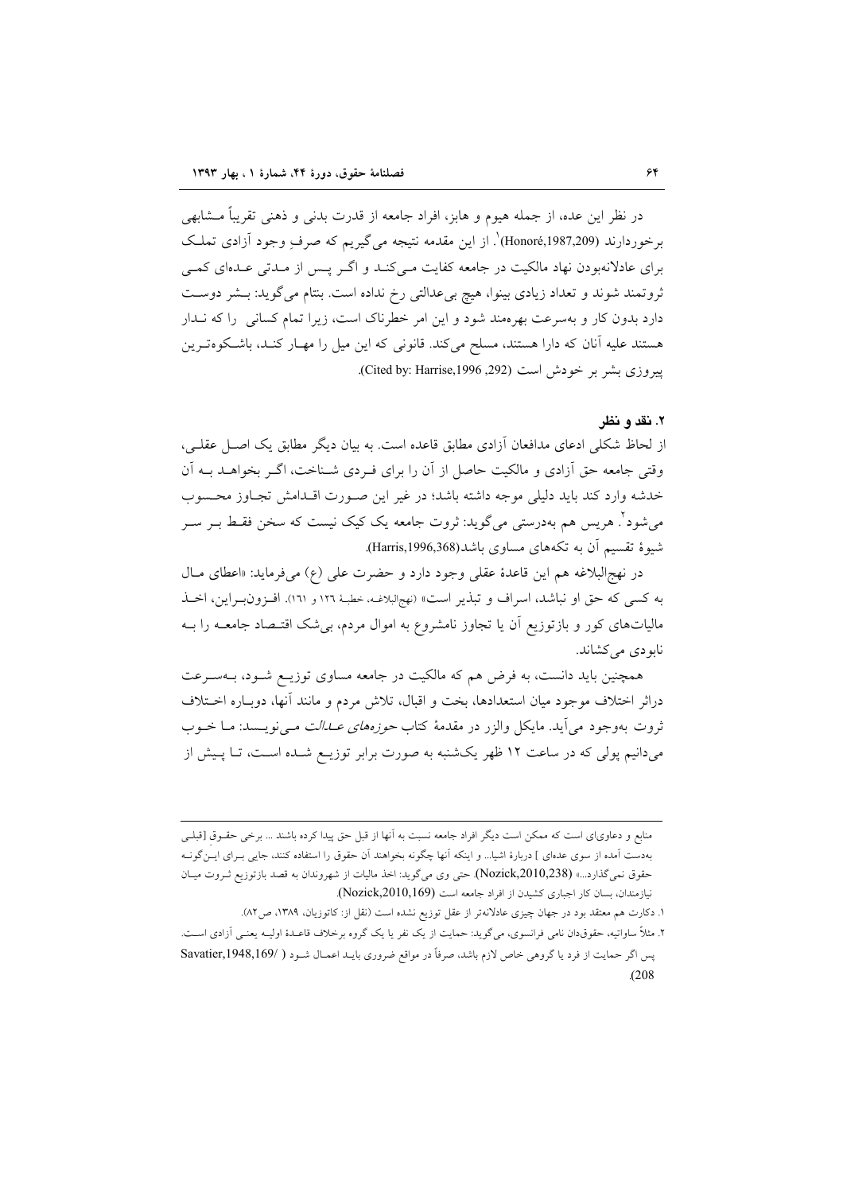در نظر این عده، از جمله هیوم و هابز، افراد جامعه از قدرت بدنی و ذهنی تقریباً مشابهی برخوردارند (Honoré,1987,209)[1]. از این مقدمه نتیجه می‌گیریم که صرفِ وجود آزادی تملک برای عادلانه‌بودن نهاد مالکیت در جامعه کفایت می‌کند و اگر پس از مدتی عده‌ای کمی ثروتمند شوند و تعداد زیادی بینوا، هیچ بی‌عدالتی رخ نداده است. بنتام می‌گوید: بشر دوست دارد بدون کار و به‌سرعت بهره‌مند شود و این امر خطرناک است، زیرا تمام کسانی را که ندار هستند علیه آنان که دارا هستند، مسلح می‌کند. قانونی که این میل را مهار کند، باشکوه‌ترین پیروزی بشر بر خودش است (Cited by: Harrise,1996 ,292).

## ۲. نقد و نظر

از لحاظ شکلی ادعای مدافعان آزادی مطابق قاعده است. به بیان دیگر مطابق یک اصل عقلی، وقتی جامعه حق آزادی و مالکیت حاصل از آن را برای فردی شناخت، اگر بخواهد به آن خدشه وارد کند باید دلیلی موجه داشته باشد؛ در غیر این صورت اقدامش تجاوز محسوب می‌شود[2]. هریس هم به‌درستی می‌گوید: ثروت جامعه یک کیک نیست که سخن فقط بر سر شیوهٔ تقسیم آن به تکه‌های مساوی باشد(Harris,1996,368).

در نهج‌البلاغه هم این قاعدهٔ عقلی وجود دارد و حضرت علی (ع) می‌فرماید: «اعطای مال به کسی که حق او نباشد، اسراف و تبذیر است» (نهج‌البلاغه، خطبهٔ ۱۲۶ و ۱۶۱). افزون‌براین، اخذ مالیات‌های کور و بازتوزیع آن یا تجاوز نامشروع به اموال مردم، بی‌شک اقتصاد جامعه را به نابودی می‌کشاند.

همچنین باید دانست، به فرض هم که مالکیت در جامعه مساوی توزیع شود، به‌سرعت دراثر اختلاف موجود میان استعدادها، بخت و اقبال، تلاش مردم و مانند آنها، دوباره اختلاف ثروت به‌وجود می‌آید. مایکل والزر در مقدمهٔ کتاب *حوزه‌های عدالت* می‌نویسد: ما خوب می‌دانیم پولی که در ساعت ۱۲ ظهر یک‌شنبه به صورت برابر توزیع شده است، تا پیش از

---

منابع و دعاوی‌ای است که ممکن است دیگر افراد جامعه نسبت به آنها از قبل حق پیدا کرده باشند ... برخی حقوق [قبلی بدست آمده از سوی عده‌ای ] دربارهٔ اشیا... و اینکه آنها چگونه بخواهند آن حقوق را استفاده کنند، جایی برای این‌گونه حقوق نمی‌گذارد...» (Nozick,2010,238). حتی وی می‌گوید: اخذ مالیات از شهروندان به قصد بازتوزیع ثروت میان نیازمندان، بسان کار اجباری کشیدن از افراد جامعه است (Nozick,2010,169).

۱. دکارت هم معتقد بود در جهان چیزی عادلانه‌تر از عقل توزیع نشده است (نقل از: کاتوزیان، ۱۳۸۹، ص۸۲).

۲. مثلاً ساواتیه، حقوقدان نامی فرانسوی، می‌گوید: حمایت از یک نفر یا یک گروه برخلاف قاعدهٔ اولیه یعنی آزادی است. پس اگر حمایت از فرد یا گروهی خاص لازم باشد، صرفاً در مواقع ضروری باید اعمال شود ( Savatier,1948,169/ 208).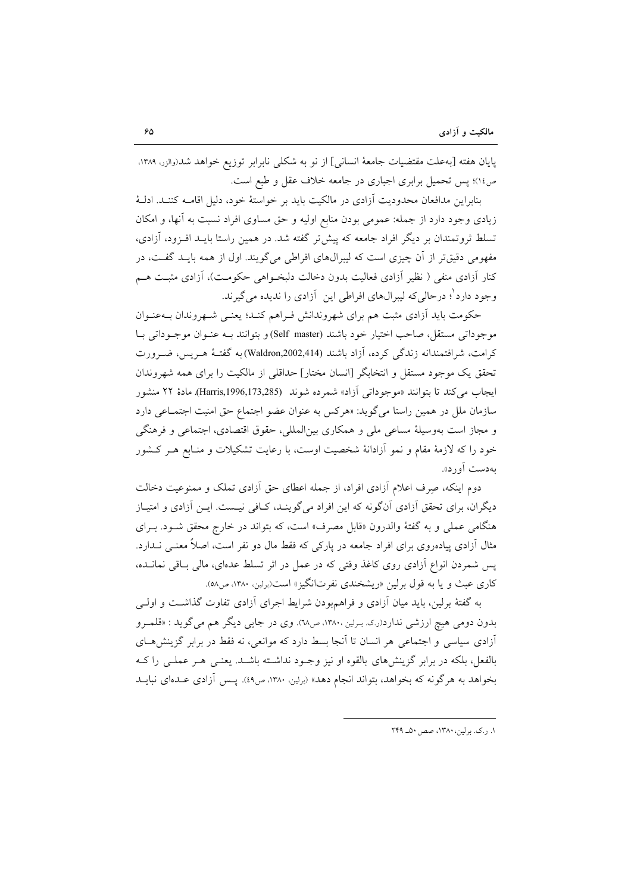پایان هفته [به‌علت مقتضیات جامعهٔ انسانی] از نو به شکلی نابرابر توزیع خواهد شد(والزر، ۱۳۸۹، ص۱٤)؛ پس تحمیل برابری اجباری در جامعه خلاف عقل و طبع است.

بنابراین مدافعان محدودیت آزادی در مالکیت باید بر خواستهٔ خود، دلیل اقامه کنند. ادلهٔ زیادی وجود دارد از جمله: عمومی بودن منابع اولیه و حق مساوی افراد نسبت به آنها، و امکان تسلط ثروتمندان بر دیگر افراد جامعه که پیش‌تر گفته شد. در همین راستا باید افزود، آزادی، مفهومی دقیق‌تر از آن چیزی است که لیبرال‌های افراطی می‌گویند. اول از همه باید گفت، در کنار آزادی منفی ( نظیر آزادی فعالیت بدون دخالت دلبخواهی حکومت)، آزادی مثبت هم وجود دارد[1]؛ درحالی‌که لیبرال‌های افراطی این آزادی را نادیده می‌گیرند.

حکومت باید آزادی مثبت هم برای شهروندانش فراهم کند؛ یعنی شهروندان به‌عنوان موجوداتی مستقل، صاحب اختیار خود باشند (Self master) و بتوانند به عنوان موجوداتی با کرامت، شرافتمندانه زندگی کرده، آزاد باشند (Waldron,2002,414) به گفتهٔ هریس، ضرورت تحقق یک موجود مستقل و انتخابگر [انسان مختار] حداقلی از مالکیت را برای همه شهروندان ایجاب می‌کند تا بتوانند «موجوداتی آزاد» شمرده شوند (Harris,1996,173,285). مادهٔ ۲۲ منشور سازمان ملل در همین راستا می‌گوید: «هرکس به عنوان عضو اجتماع حق امنیت اجتماعی دارد و مجاز است به‌وسیلهٔ مساعی ملی و همکاری بین‌المللی، حقوق اقتصادی، اجتماعی و فرهنگی خود را که لازمهٔ مقام و نمو آزادانهٔ شخصیت اوست، با رعایت تشکیلات و منابع هر کشور به‌دست آورد».

دوم اینکه، صِرف اعلام آزادی افراد، از جمله اعطای حق آزادی تملک و ممنوعیت دخالت دیگران، برای تحقق آزادی آن‌گونه که این افراد می‌گویند، کافی نیست. این آزادی و امتیاز هنگامی عملی و به گفتهٔ والدرون «قابل مصرف» است، که بتواند در خارج محقق شود. برای مثال آزادی پیاده‌روی برای افراد جامعه در پارکی که فقط مال دو نفر است، اصلاً معنی ندارد. پس شمردن انواع آزادی روی کاغذ وقتی که در عمل در اثر تسلط عده‌ای، مالی باقی نمانده، کاری عبث و یا به قول برلین «ریشخندی نفرت‌انگیز» است(برلین، ۱۳۸۰، ص۵۸).

به گفتهٔ برلین، باید میان آزادی و فراهم‌بودن شرایط اجرای آزادی تفاوت گذاشت و اولی بدون دومی هیچ ارزشی ندارد(ر.ک. برلین، ۱۳۸۰، ص٦٨). وی در جایی دیگر هم می‌گوید : «قلمرو آزادی سیاسی و اجتماعی هر انسان تا آنجا بسط دارد که موانعی، نه فقط در برابر گزینش‌های بالفعل، بلکه در برابر گزینش‌های بالقوه او نیز وجود نداشته باشد. یعنی هر عملی را که بخواهد به هرگونه که بخواهد، بتواند انجام دهد» (برلین، ۱۳۸۰، ص٤٩). پس آزادی عده‌ای نباید

---

۱. ر.ک. برلین، ۱۳۸۰، صص ۵۰ـ ۲۴۹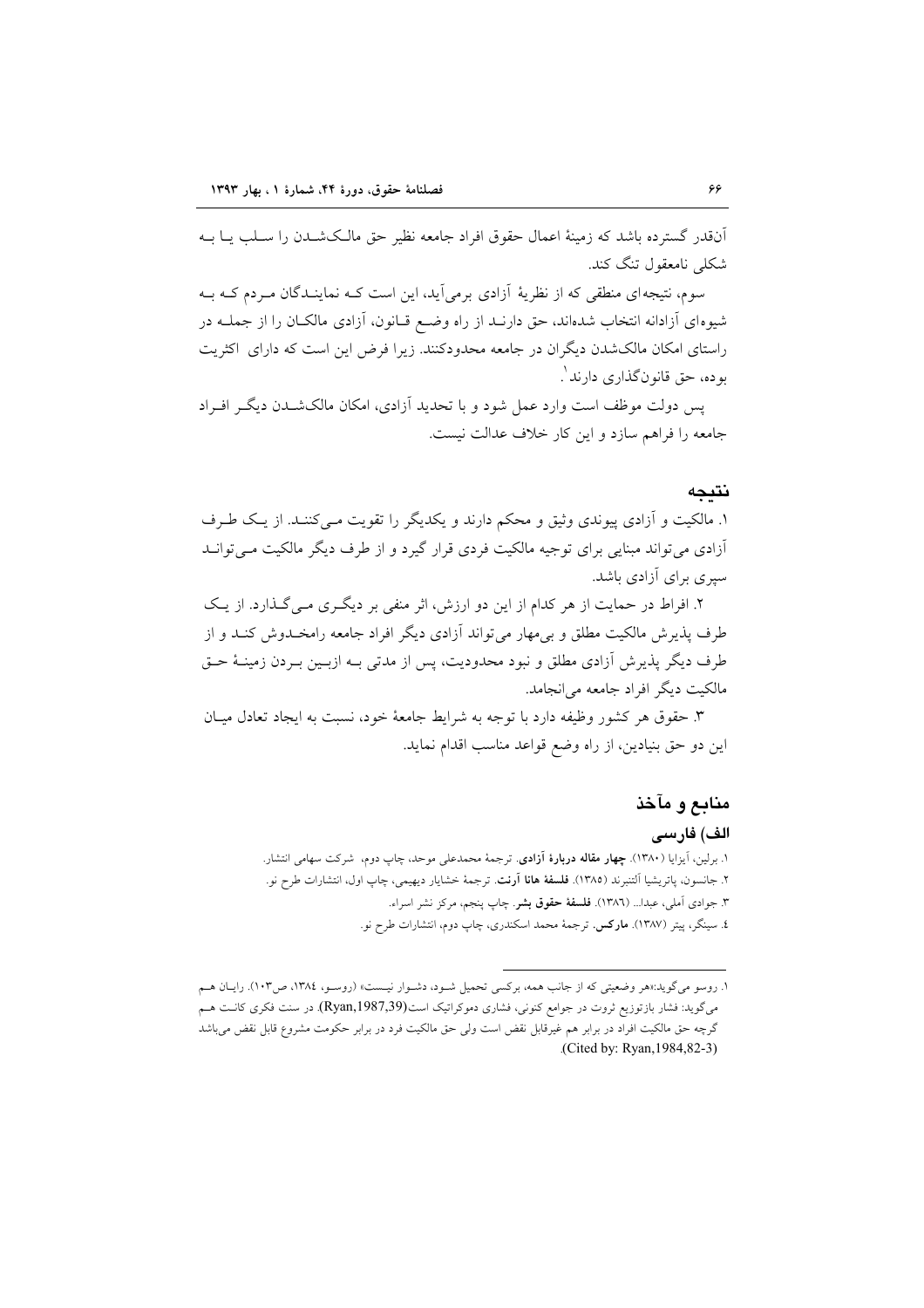آن‌قدر گسترده باشد که زمینهٔ اعمال حقوق افراد جامعه نظیر حق مالک‌شدن را سلب یا به شکلی نامعقول تنگ کند.

سوم، نتیجه‌ای منطقی که از نظریهٔ آزادی برمی‌آید، این است که نمایندگان مردم که به شیوه‌ای آزادانه انتخاب شده‌اند، حق دارند از راه وضع قانون، آزادی مالکان را از جمله در راستای امکان مالک‌شدن دیگران در جامعه محدودکنند. زیرا فرض این است که دارای اکثریت بوده، حق قانون‌گذاری دارند[1].

پس دولت موظف است وارد عمل شود و با تحدید آزادی، امکان مالک‌شدن دیگر افراد جامعه را فراهم سازد و این کار خلاف عدالت نیست.

## نتیجه

۱. مالکیت و آزادی پیوندی وثیق و محکم دارند و یکدیگر را تقویت می‌کنند. از یک طرف آزادی می‌تواند مبنایی برای توجیه مالکیت فردی قرار گیرد و از طرف دیگر مالکیت می‌تواند سپری برای آزادی باشد.

۲. افراط در حمایت از هر کدام از این دو ارزش، اثر منفی بر دیگری می‌گذارد. از یک طرف پذیرش مالکیت مطلق و بی‌مهار می‌تواند آزادی دیگر افراد جامعه رامخدوش کند و از طرف دیگر پذیرش آزادی مطلق و نبود محدودیت، پس از مدتی به ازبین بردن زمینهٔ حق مالکیت دیگر افراد جامعه می‌انجامد.

۳. حقوق هر کشور وظیفه دارد با توجه به شرایط جامعهٔ خود، نسبت به ایجاد تعادل میان این دو حق بنیادین، از راه وضع قواعد مناسب اقدام نماید.

## منابع و مآخذ

### الف) فارسی

۱. برلین، آیزایا (۱۳۸۰). **چهار مقاله دربارهٔ آزادی**. ترجمهٔ محمدعلی موحد، چاپ دوم، شرکت سهامی انتشار.

۲. جانسون، پاتریشیا آلتنبرند (۱۳۸۵). **فلسفهٔ هانا آرنت**. ترجمهٔ خشایار دیهیمی، چاپ اول، انتشارات طرح نو.

۳. جوادی آملی، عبدا... (۱۳۸۶). **فلسفهٔ حقوق بشر**. چاپ پنجم، مرکز نشر اسراء.

۴. سینگر، پیتر (۱۳۸۷). **مارکس**. ترجمهٔ محمد اسکندری، چاپ دوم، انتشارات طرح نو.

---

۱. روسو می‌گوید:«هر وضعیتی که از جانب همه، برکسی تحمیل شود، دشوار نیست» (روسو، ۱۳۸٤، ص۱۰۳). رایان هم می‌گوید: فشار بازتوزیع ثروت در جوامع کنونی، فشاری دموکراتیک است(Ryan,1987,39). در سنت فکری کانت هم گرچه حق مالکیت افراد در برابر هم غیرقابل نقض است ولی حق مالکیت فرد در برابر حکومت مشروع قابل نقض می‌باشد (Cited by: Ryan,1984,82-3).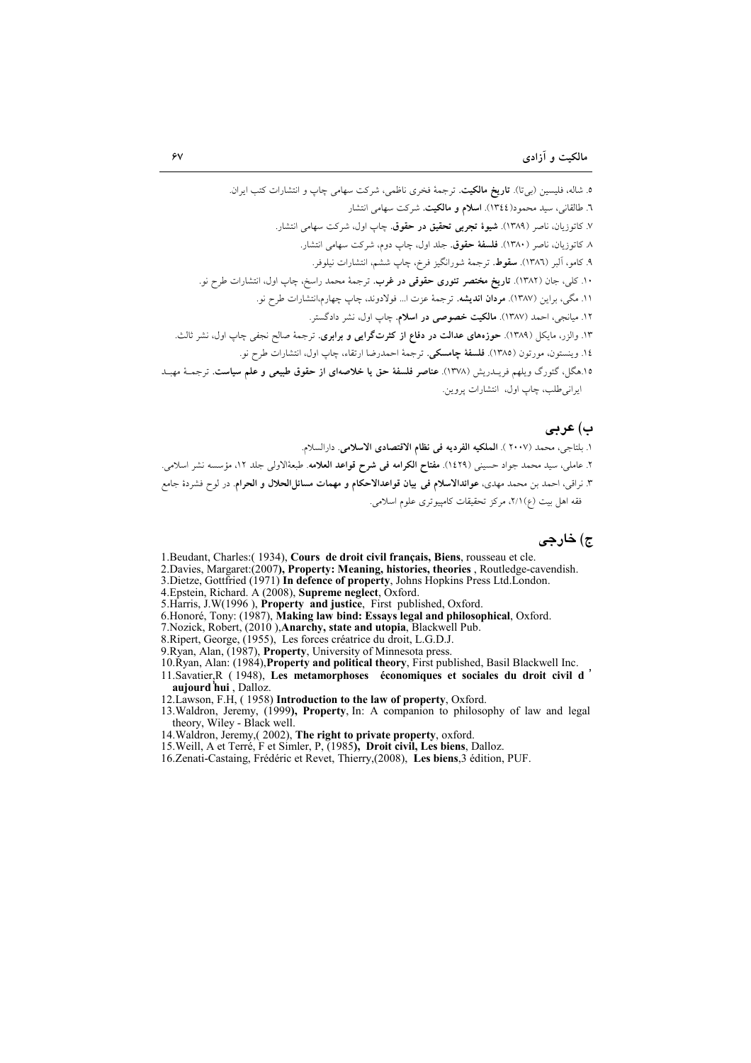۵. شاله، فلیسین (بی‌تا). **تاریخ مالکیت**. ترجمهٔ فخری ناظمی، شرکت سهامی چاپ و انتشارات کتب ایران.

٦. طالقانی، سید محمود(١٣٤٤). **اسلام و مالکیت**. شرکت سهامی انتشار

٧. کاتوزیان، ناصر (١٣٨٩). **شیوهٔ تجربی تحقیق در حقوق**. چاپ اول، شرکت سهامی انتشار.

٨. کاتوزیان، ناصر (١٣٨٠). **فلسفهٔ حقوق**. جلد اول، چاپ دوم، شرکت سهامی انتشار.

٩. کامو، آلبر (١٣٨٦). **سقوط**. ترجمهٔ شورانگیز فرخ، چاپ ششم، انتشارات نیلوفر.

١٠. کلی، جان (١٣٨٢). **تاریخ مختصر تئوری حقوقی در غرب**. ترجمهٔ محمد راسخ، چاپ اول، انتشارات طرح نو.

١١. مگی، براین (١٣٨٧). **مردان اندیشه**. ترجمهٔ عزت ا... فولادوند، چاپ چهارم،انتشارات طرح نو.

١٢. میانجی، احمد (١٣٨٧). **مالکیت خصوصی در اسلام**. چاپ اول، نشر دادگستر.

١٣. والزر، مایکل (١٣٨٩). **حوزه‌های عدالت در دفاع از کثرت‌گرایی و برابری**. ترجمهٔ صالح نجفی چاپ اول، نشر ثالث.

١٤. وینستون، مورتون (١٣٨٥). **فلسفهٔ چامسکی**. ترجمهٔ احمدرضا ارتقاء، چاپ اول، انتشارات طرح نو.

١٥.هگل، گئورگ ویلهم فریدریش (١٣٧٨). **عناصر فلسفهٔ حق یا خلاصه‌ای از حقوق طبیعی و علم سیاست**. ترجمهٔ مهبد ایرانی‌طلب، چاپ اول، انتشارات پروین.

## ب) عربی

١. بلتاجی، محمد (٢٠٠٧ ). **الملکیه الفردیه فی نظام الاقتصادی الاسلامی**. دارالسلام.

٢. عاملی، سید محمد جواد حسینی (١٤٢٩). **مفتاح الکرامه فی شرح قواعد العلامه**. طبعهٔالاولی جلد ١٢، مؤسسه نشر اسلامی.

٣. نراقی، احمد بن محمد مهدی، **عوائدالاسلام فی بیان قواعدالاحکام و مهمات مسائل‌الحلال و الحرام**. در لوح فشردهٔ جامع فقه اهل بیت (ع)٢/١، مرکز تحقیقات کامپیوتری علوم اسلامی.

## ج) خارجی

1.Beudant, Charles:( 1934), **Cours de droit civil français, Biens**, rousseau et cle.

2.Davies, Margaret:(2007**), Property: Meaning, histories, theories** , Routledge-cavendish.

3.Dietze, Gottfried (1971) **In defence of property**, Johns Hopkins Press Ltd.London.

4.Epstein, Richard. A (2008), **Supreme neglect**, Oxford.

5.Harris, J.W(1996 ), **Property and justice**, First published, Oxford.

6.Honoré, Tony: (1987), **Making law bind: Essays legal and philosophical**, Oxford.

7.Nozick, Robert, (2010 ),**Anarchy, state and utopia**, Blackwell Pub.

8.Ripert, George, (1955), Les forces créatrice du droit, L.G.D.J.

9.Ryan, Alan, (1987), **Property**, University of Minnesota press.

10.Ryan, Alan: (1984),**Property and political theory**, First published, Basil Blackwell Inc.

11.Savatier,R ( 1948), **Les metamorphoses économiques et sociales du droit civil d' aujourd'hui** , Dalloz.

12.Lawson, F.H, ( 1958) **Introduction to the law of property**, Oxford.

13.Waldron, Jeremy, (1999**), Property**, In: A companion to philosophy of law and legal theory, Wiley - Black well.

14.Waldron, Jeremy,( 2002), **The right to private property**, oxford.

15.Weill, A et Terré, F et Simler, P, (1985**), Droit civil, Les biens**, Dalloz.

16.Zenati-Castaing, Frédéric et Revet, Thierry,(2008), **Les biens**,3 édition, PUF.